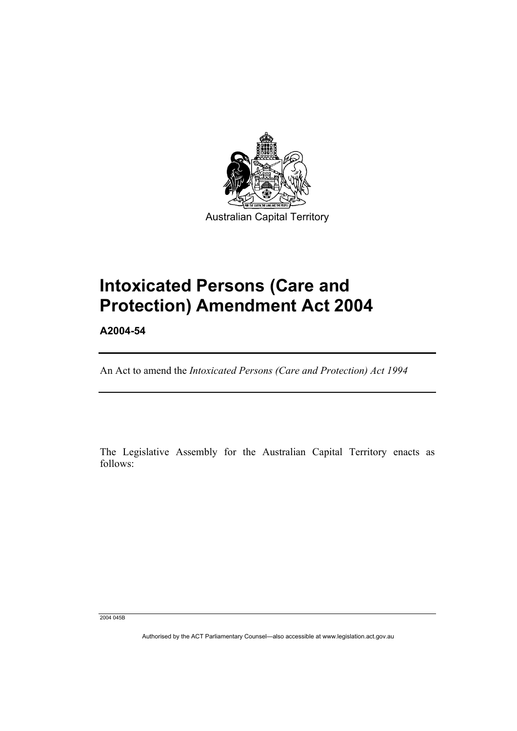Australian Capital Territory

# Intoxicated Persons (Care and Protection) Amendment Act 2004

**A2004-54**

An Act to amend the *Intoxicated Persons (Care and Protection) Act 1994*

The Legislative Assembly for the Australian Capital Territory enacts as follows:

2004 045B

Authorised by the ACT Parliamentary Counsel—also accessible at www.legislation.act.gov.au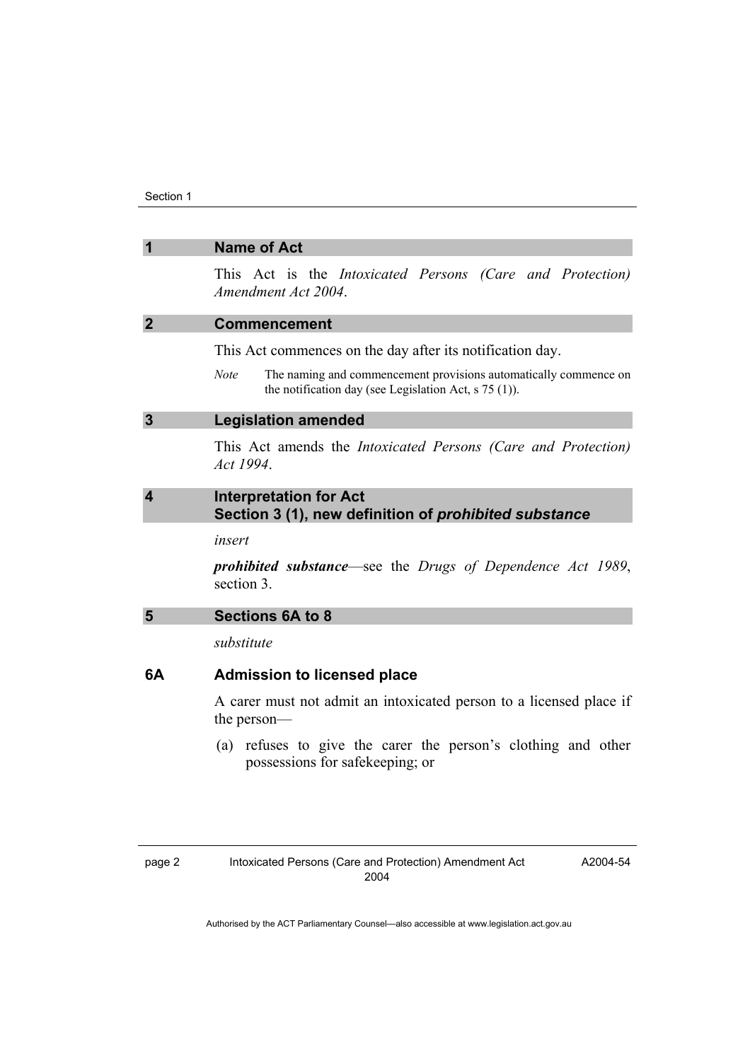## 1 Name of Act

This Act is the *Intoxicated Persons (Care and Protection) Amendment Act 2004*.

## 2 Commencement

This Act commences on the day after its notification day.

*Note* The naming and commencement provisions automatically commence on the notification day (see Legislation Act, s 75 (1)).

## 3 Legislation amended

This Act amends the *Intoxicated Persons (Care and Protection) Act 1994*.

## 4 Interpretation for Act Section 3 (1), new definition of *prohibited substance*

*insert*

***prohibited substance***—see the *Drugs of Dependence Act 1989*, section 3.

## 5 Sections 6A to 8

*substitute*

### 6A Admission to licensed place

A carer must not admit an intoxicated person to a licensed place if the person—

(a) refuses to give the carer the person's clothing and other possessions for safekeeping; or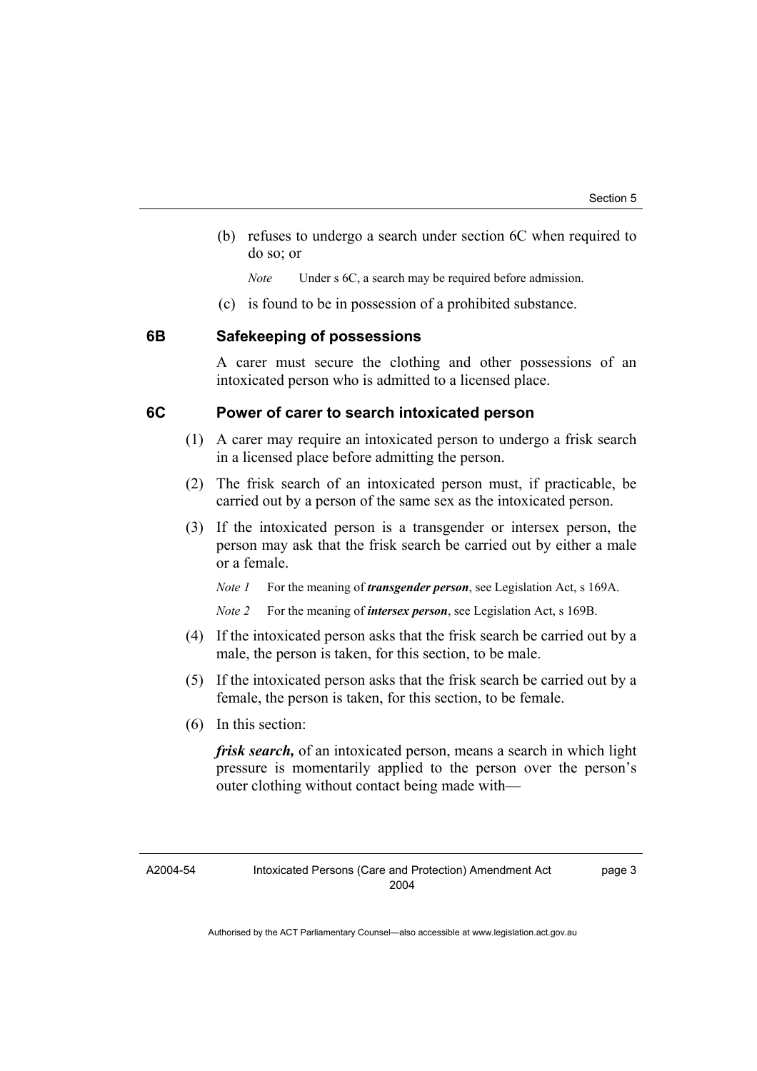(b) refuses to undergo a search under section 6C when required to do so; or

*Note* Under s 6C, a search may be required before admission.

(c) is found to be in possession of a prohibited substance.

### 6B Safekeeping of possessions

A carer must secure the clothing and other possessions of an intoxicated person who is admitted to a licensed place.

### 6C Power of carer to search intoxicated person

(1) A carer may require an intoxicated person to undergo a frisk search in a licensed place before admitting the person.

(2) The frisk search of an intoxicated person must, if practicable, be carried out by a person of the same sex as the intoxicated person.

(3) If the intoxicated person is a transgender or intersex person, the person may ask that the frisk search be carried out by either a male or a female.

*Note 1* For the meaning of ***transgender person***, see Legislation Act, s 169A.

*Note 2* For the meaning of ***intersex person***, see Legislation Act, s 169B.

(4) If the intoxicated person asks that the frisk search be carried out by a male, the person is taken, for this section, to be male.

(5) If the intoxicated person asks that the frisk search be carried out by a female, the person is taken, for this section, to be female.

(6) In this section:

***frisk search,*** of an intoxicated person, means a search in which light pressure is momentarily applied to the person over the person's outer clothing without contact being made with—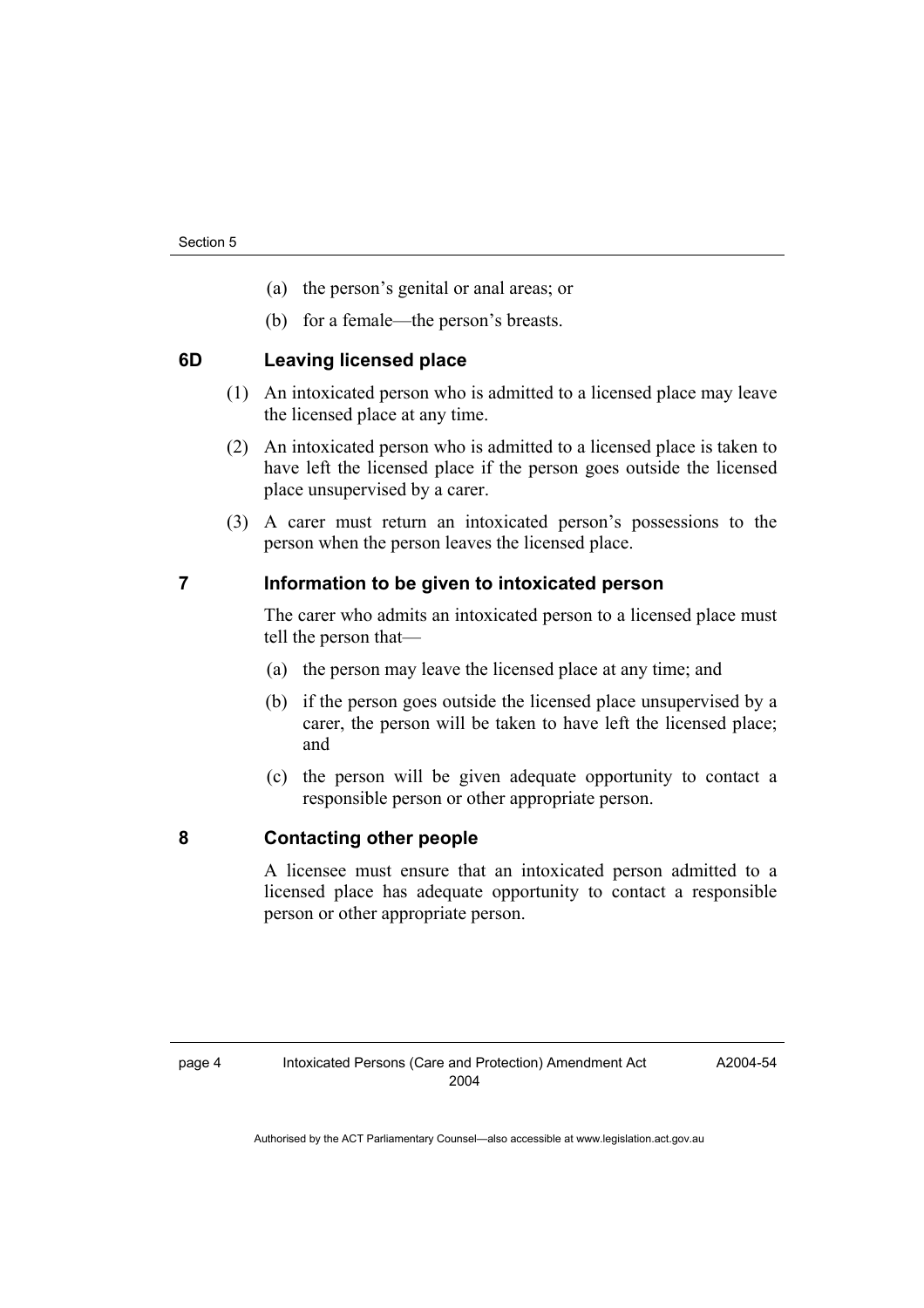(a) the person's genital or anal areas; or

(b) for a female—the person's breasts.

### 6D Leaving licensed place

(1) An intoxicated person who is admitted to a licensed place may leave the licensed place at any time.

(2) An intoxicated person who is admitted to a licensed place is taken to have left the licensed place if the person goes outside the licensed place unsupervised by a carer.

(3) A carer must return an intoxicated person's possessions to the person when the person leaves the licensed place.

### 7 Information to be given to intoxicated person

The carer who admits an intoxicated person to a licensed place must tell the person that—

(a) the person may leave the licensed place at any time; and

(b) if the person goes outside the licensed place unsupervised by a carer, the person will be taken to have left the licensed place; and

(c) the person will be given adequate opportunity to contact a responsible person or other appropriate person.

### 8 Contacting other people

A licensee must ensure that an intoxicated person admitted to a licensed place has adequate opportunity to contact a responsible person or other appropriate person.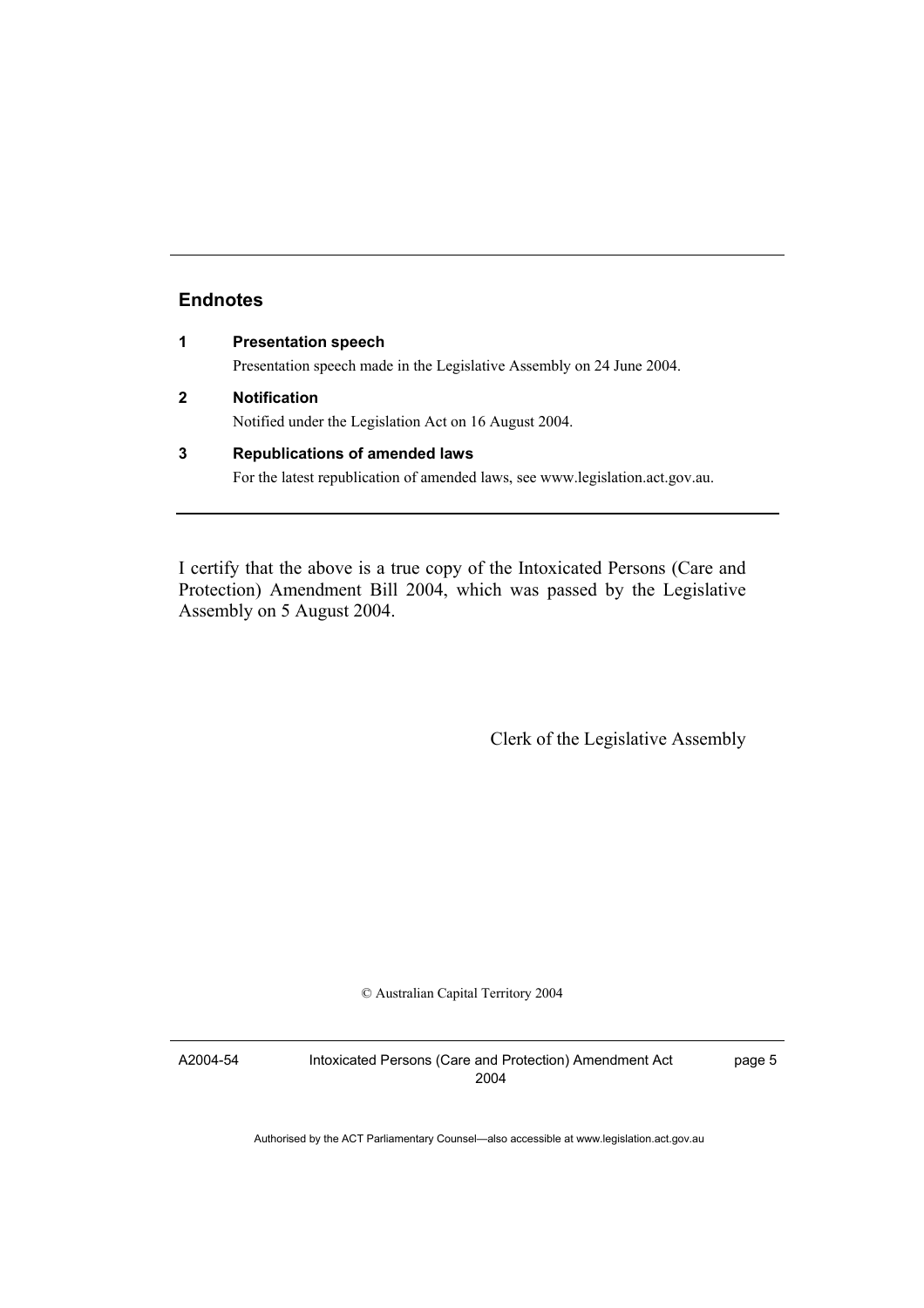## Endnotes

**1 Presentation speech**

Presentation speech made in the Legislative Assembly on 24 June 2004.

**2 Notification**

Notified under the Legislation Act on 16 August 2004.

**3 Republications of amended laws**

For the latest republication of amended laws, see www.legislation.act.gov.au.

I certify that the above is a true copy of the Intoxicated Persons (Care and Protection) Amendment Bill 2004, which was passed by the Legislative Assembly on 5 August 2004.

Clerk of the Legislative Assembly

© Australian Capital Territory 2004